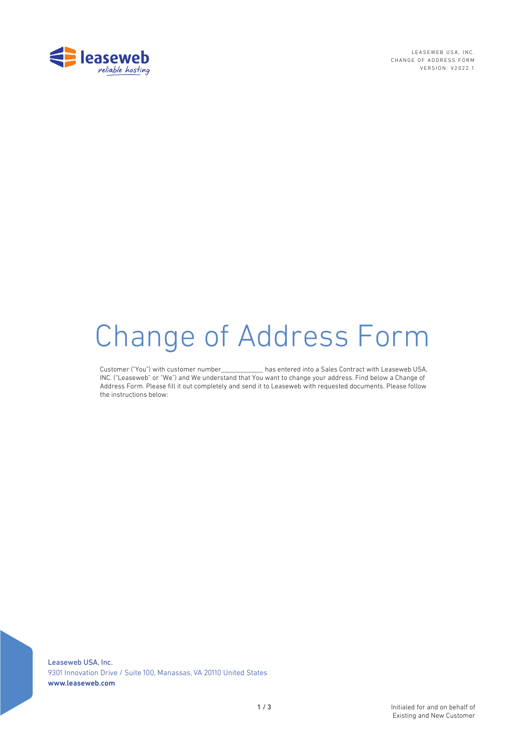# Change of Address Form

Customer ("You") with customer number____________ has entered into a Sales Contract with Leaseweb USA, INC. ("Leaseweb" or "We") and We understand that You want to change your address. Find below a Change of Address Form. Please fill it out completely and send it to Leaseweb with requested documents. Please follow the instructions below:

Leaseweb USA, Inc.
9301 Innovation Drive / Suite 100, Manassas, VA 20110 United States
www.leaseweb.com

Initialed for and on behalf of
Existing and New Customer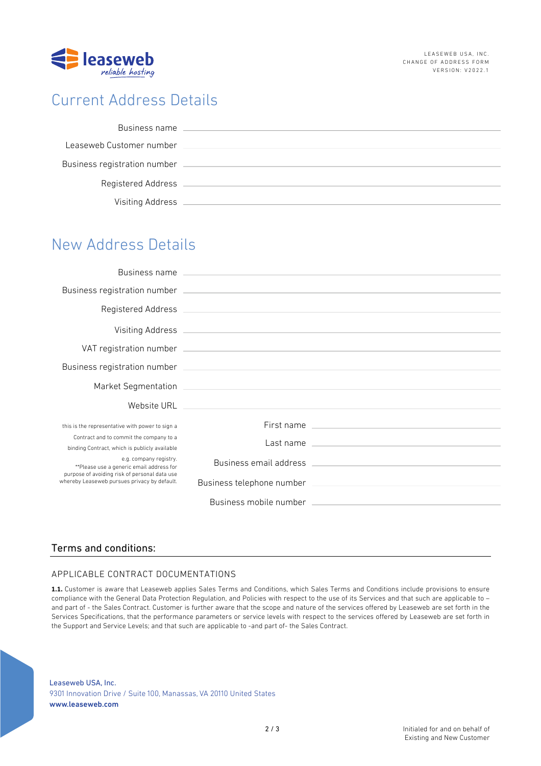## Current Address Details

Business name \_\_\_\_\_\_\_\_\_\_\_\_\_\_\_\_\_\_\_\_

Leaseweb Customer number \_\_\_\_\_\_\_\_\_\_\_\_\_\_\_\_\_\_\_\_

Business registration number \_\_\_\_\_\_\_\_\_\_\_\_\_\_\_\_\_\_\_\_

Registered Address \_\_\_\_\_\_\_\_\_\_\_\_\_\_\_\_\_\_\_\_

Visiting Address \_\_\_\_\_\_\_\_\_\_\_\_\_\_\_\_\_\_\_\_

## New Address Details

Business name \_\_\_\_\_\_\_\_\_\_\_\_\_\_\_\_\_\_\_\_

Business registration number \_\_\_\_\_\_\_\_\_\_\_\_\_\_\_\_\_\_\_\_

Registered Address \_\_\_\_\_\_\_\_\_\_\_\_\_\_\_\_\_\_\_\_

Visiting Address \_\_\_\_\_\_\_\_\_\_\_\_\_\_\_\_\_\_\_\_

VAT registration number \_\_\_\_\_\_\_\_\_\_\_\_\_\_\_\_\_\_\_\_

Business registration number \_\_\_\_\_\_\_\_\_\_\_\_\_\_\_\_\_\_\_\_

Market Segmentation \_\_\_\_\_\_\_\_\_\_\_\_\_\_\_\_\_\_\_\_

Website URL \_\_\_\_\_\_\_\_\_\_\_\_\_\_\_\_\_\_\_\_

this is the representative with power to sign a Contract and to commit the company to a binding Contract, which is publicly available e.g. company registry.
**Please use a generic email address for purpose of avoiding risk of personal data use whereby Leaseweb pursues privacy by default.

First name \_\_\_\_\_\_\_\_\_\_\_\_\_\_\_\_\_\_\_\_

Last name \_\_\_\_\_\_\_\_\_\_\_\_\_\_\_\_\_\_\_\_

Business email address \_\_\_\_\_\_\_\_\_\_\_\_\_\_\_\_\_\_\_\_

Business telephone number \_\_\_\_\_\_\_\_\_\_\_\_\_\_\_\_\_\_\_\_

Business mobile number \_\_\_\_\_\_\_\_\_\_\_\_\_\_\_\_\_\_\_\_

### Terms and conditions:

#### APPLICABLE CONTRACT DOCUMENTATIONS

**1.1.** Customer is aware that Leaseweb applies Sales Terms and Conditions, which Sales Terms and Conditions include provisions to ensure compliance with the General Data Protection Regulation, and Policies with respect to the use of its Services and that such are applicable to – and part of - the Sales Contract. Customer is further aware that the scope and nature of the services offered by Leaseweb are set forth in the Services Specifications, that the performance parameters or service levels with respect to the services offered by Leaseweb are set forth in the Support and Service Levels; and that such are applicable to -and part of- the Sales Contract.

Leaseweb USA, Inc.
9301 Innovation Drive / Suite 100, Manassas, VA 20110 United States
www.leaseweb.com

Initialed for and on behalf of Existing and New Customer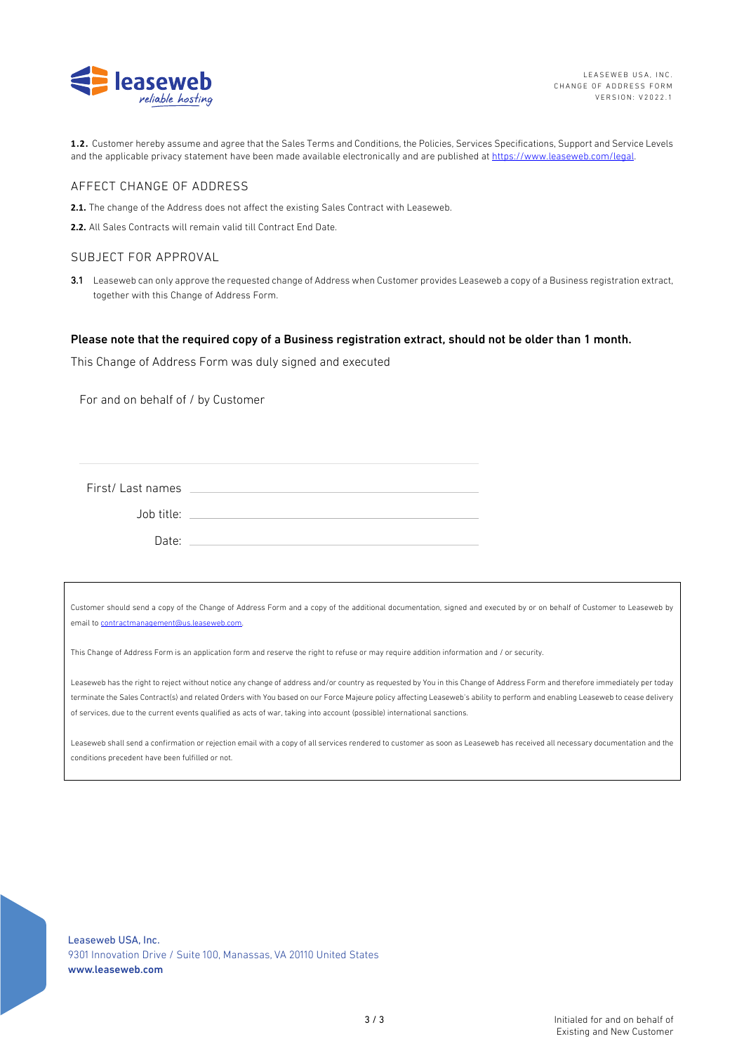**1.2.** Customer hereby assume and agree that the Sales Terms and Conditions, the Policies, Services Specifications, Support and Service Levels and the applicable privacy statement have been made available electronically and are published at https://www.leaseweb.com/legal.

## AFFECT CHANGE OF ADDRESS

**2.1.** The change of the Address does not affect the existing Sales Contract with Leaseweb.

**2.2.** All Sales Contracts will remain valid till Contract End Date.

## SUBJECT FOR APPROVAL

**3.1** Leaseweb can only approve the requested change of Address when Customer provides Leaseweb a copy of a Business registration extract, together with this Change of Address Form.

**Please note that the required copy of a Business registration extract, should not be older than 1 month.**

This Change of Address Form was duly signed and executed

For and on behalf of / by Customer

First/ Last names \_\_\_\_\_\_\_\_\_\_\_\_\_\_\_\_\_\_\_\_\_\_\_\_\_\_\_\_\_\_\_\_

Job title: \_\_\_\_\_\_\_\_\_\_\_\_\_\_\_\_\_\_\_\_\_\_\_\_\_\_\_\_\_\_\_\_

Date: \_\_\_\_\_\_\_\_\_\_\_\_\_\_\_\_\_\_\_\_\_\_\_\_\_\_\_\_\_\_\_\_

Customer should send a copy of the Change of Address Form and a copy of the additional documentation, signed and executed by or on behalf of Customer to Leaseweb by email to contractmanagement@us.leaseweb.com.

This Change of Address Form is an application form and reserve the right to refuse or may require addition information and / or security.

Leaseweb has the right to reject without notice any change of address and/or country as requested by You in this Change of Address Form and therefore immediately per today terminate the Sales Contract(s) and related Orders with You based on our Force Majeure policy affecting Leaseweb's ability to perform and enabling Leaseweb to cease delivery of services, due to the current events qualified as acts of war, taking into account (possible) international sanctions.

Leaseweb shall send a confirmation or rejection email with a copy of all services rendered to customer as soon as Leaseweb has received all necessary documentation and the conditions precedent have been fulfilled or not.

Leaseweb USA, Inc.
9301 Innovation Drive / Suite 100, Manassas, VA 20110 United States
**www.leaseweb.com**

Initialed for and on behalf of
Existing and New Customer